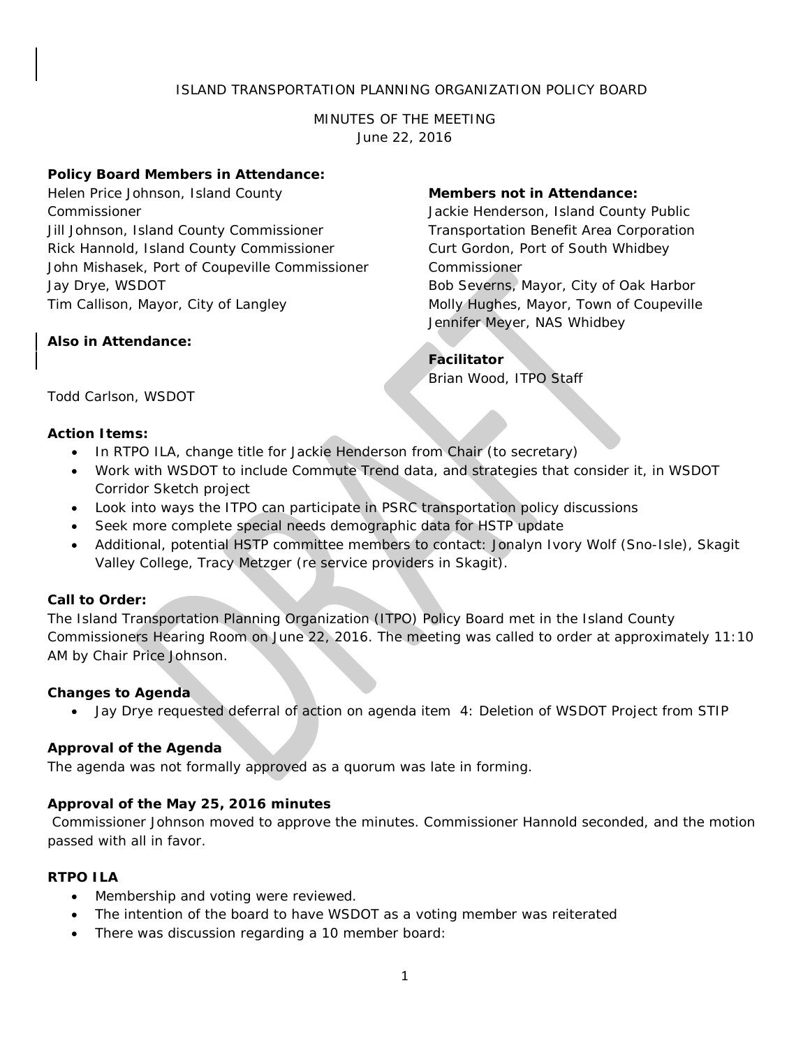ISLAND TRANSPORTATION PLANNING ORGANIZATION POLICY BOARD

MINUTES OF THE MEETING
June 22, 2016

**Policy Board Members in Attendance:**
Helen Price Johnson, Island County Commissioner
Jill Johnson, Island County Commissioner
Rick Hannold, Island County Commissioner
John Mishasek, Port of Coupeville Commissioner
Jay Drye, WSDOT
Tim Callison, Mayor, City of Langley

**Members not in Attendance:**
Jackie Henderson, Island County Public Transportation Benefit Area Corporation
Curt Gordon, Port of South Whidbey Commissioner
Bob Severns, Mayor, City of Oak Harbor
Molly Hughes, Mayor, Town of Coupeville
Jennifer Meyer, NAS Whidbey

**Also in Attendance:**

Todd Carlson, WSDOT

**Facilitator**
Brian Wood, ITPO Staff

**Action Items:**

- In RTPO ILA, change title for Jackie Henderson from Chair (to secretary)
- Work with WSDOT to include Commute Trend data, and strategies that consider it, in WSDOT Corridor Sketch project
- Look into ways the ITPO can participate in PSRC transportation policy discussions
- Seek more complete special needs demographic data for HSTP update
- Additional, potential HSTP committee members to contact: Jonalyn Ivory Wolf (Sno-Isle), Skagit Valley College, Tracy Metzger (re service providers in Skagit).

**Call to Order:**
The Island Transportation Planning Organization (ITPO) Policy Board met in the Island County Commissioners Hearing Room on June 22, 2016. The meeting was called to order at approximately 11:10 AM by Chair Price Johnson.

**Changes to Agenda**

- Jay Drye requested deferral of action on agenda item 4: Deletion of WSDOT Project from STIP

**Approval of the Agenda**
The agenda was not formally approved as a quorum was late in forming.

**Approval of the May 25, 2016 minutes**
Commissioner Johnson moved to approve the minutes. Commissioner Hannold seconded, and the motion passed with all in favor.

**RTPO ILA**

- Membership and voting were reviewed.
- The intention of the board to have WSDOT as a voting member was reiterated
- There was discussion regarding a 10 member board: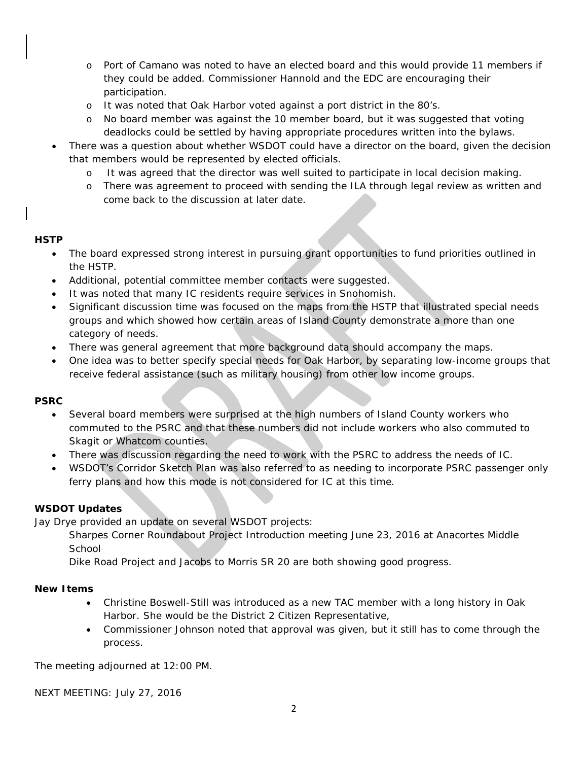- Port of Camano was noted to have an elected board and this would provide 11 members if they could be added. Commissioner Hannold and the EDC are encouraging their participation.
  - It was noted that Oak Harbor voted against a port district in the 80's.
  - No board member was against the 10 member board, but it was suggested that voting deadlocks could be settled by having appropriate procedures written into the bylaws.
- There was a question about whether WSDOT could have a director on the board, given the decision that members would be represented by elected officials.
  - It was agreed that the director was well suited to participate in local decision making.
  - There was agreement to proceed with sending the ILA through legal review as written and come back to the discussion at later date.

**HSTP**

- The board expressed strong interest in pursuing grant opportunities to fund priorities outlined in the HSTP.
- Additional, potential committee member contacts were suggested.
- It was noted that many IC residents require services in Snohomish.
- Significant discussion time was focused on the maps from the HSTP that illustrated special needs groups and which showed how certain areas of Island County demonstrate a more than one category of needs.
- There was general agreement that more background data should accompany the maps.
- One idea was to better specify special needs for Oak Harbor, by separating low-income groups that receive federal assistance (such as military housing) from other low income groups.

**PSRC**

- Several board members were surprised at the high numbers of Island County workers who commuted to the PSRC and that these numbers did not include workers who also commuted to Skagit or Whatcom counties.
- There was discussion regarding the need to work with the PSRC to address the needs of IC.
- WSDOT's Corridor Sketch Plan was also referred to as needing to incorporate PSRC passenger only ferry plans and how this mode is not considered for IC at this time.

**WSDOT Updates**

Jay Drye provided an update on several WSDOT projects:

Sharpes Corner Roundabout Project Introduction meeting June 23, 2016 at Anacortes Middle School

Dike Road Project and Jacobs to Morris SR 20 are both showing good progress.

**New Items**

- Christine Boswell-Still was introduced as a new TAC member with a long history in Oak Harbor. She would be the District 2 Citizen Representative,
- Commissioner Johnson noted that approval was given, but it still has to come through the process.

The meeting adjourned at 12:00 PM.

NEXT MEETING: July 27, 2016